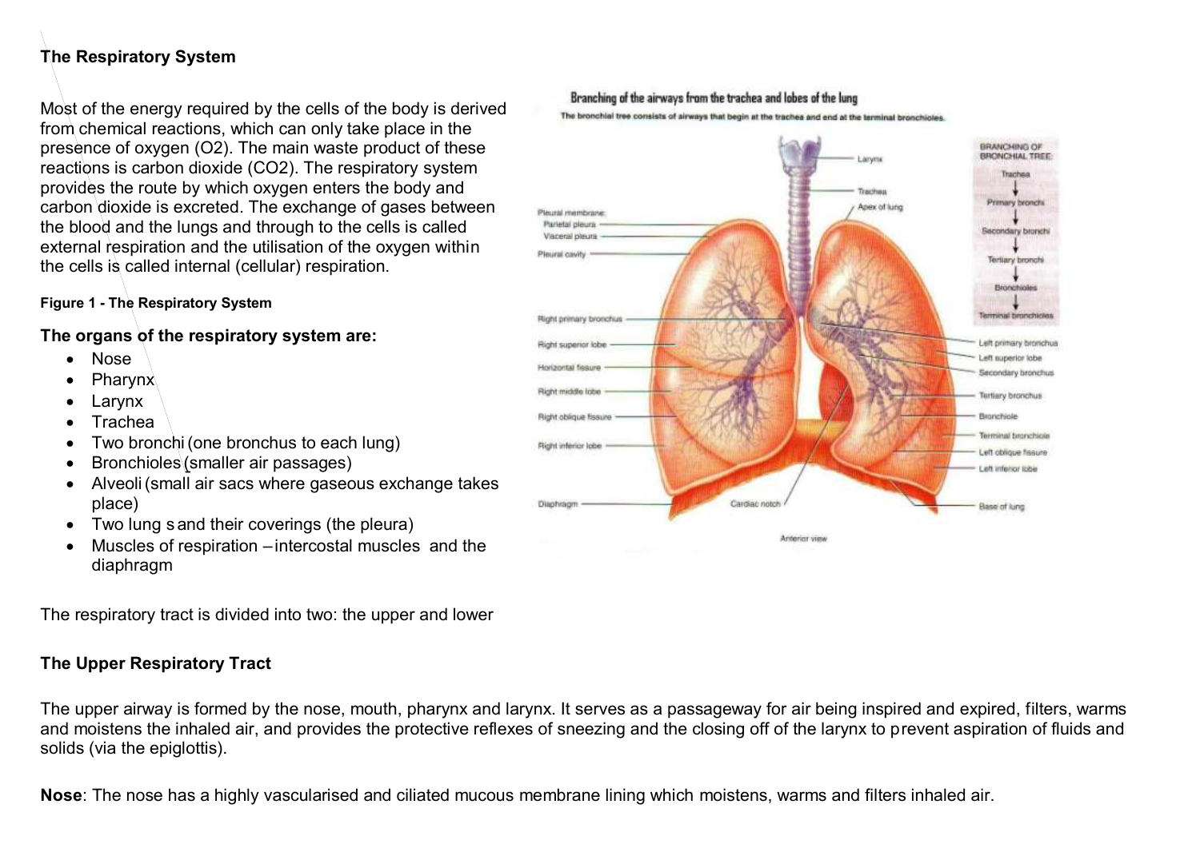## The Respiratory System

Most of the energy required by the cells of the body is derived from chemical reactions, which can only take place in the presence of oxygen ($O_2$). The main waste product of these reactions is carbon dioxide ($CO_2$). The respiratory system provides the route by which oxygen enters the body and carbon dioxide is excreted. The exchange of gases between the blood and the lungs and through to the cells is called external respiration and the utilisation of the oxygen within the cells is called internal (cellular) respiration.

**Figure 1 - The Respiratory System**

### The organs of the respiratory system are:

- Nose
- Pharynx
- Larynx
- Trachea
- Two bronchi (one bronchus to each lung)
- Bronchioles (smaller air passages)
- Alveoli (small air sacs where gaseous exchange takes place)
- Two lung s and their coverings (the pleura)
- Muscles of respiration – intercostal muscles and the diaphragm

The respiratory tract is divided into two: the upper and lower

### The Upper Respiratory Tract

The upper airway is formed by the nose, mouth, pharynx and larynx. It serves as a passageway for air being inspired and expired, filters, warms and moistens the inhaled air, and provides the protective reflexes of sneezing and the closing off of the larynx to prevent aspiration of fluids and solids (via the epiglottis).

**Nose**: The nose has a highly vascularised and ciliated mucous membrane lining which moistens, warms and filters inhaled air.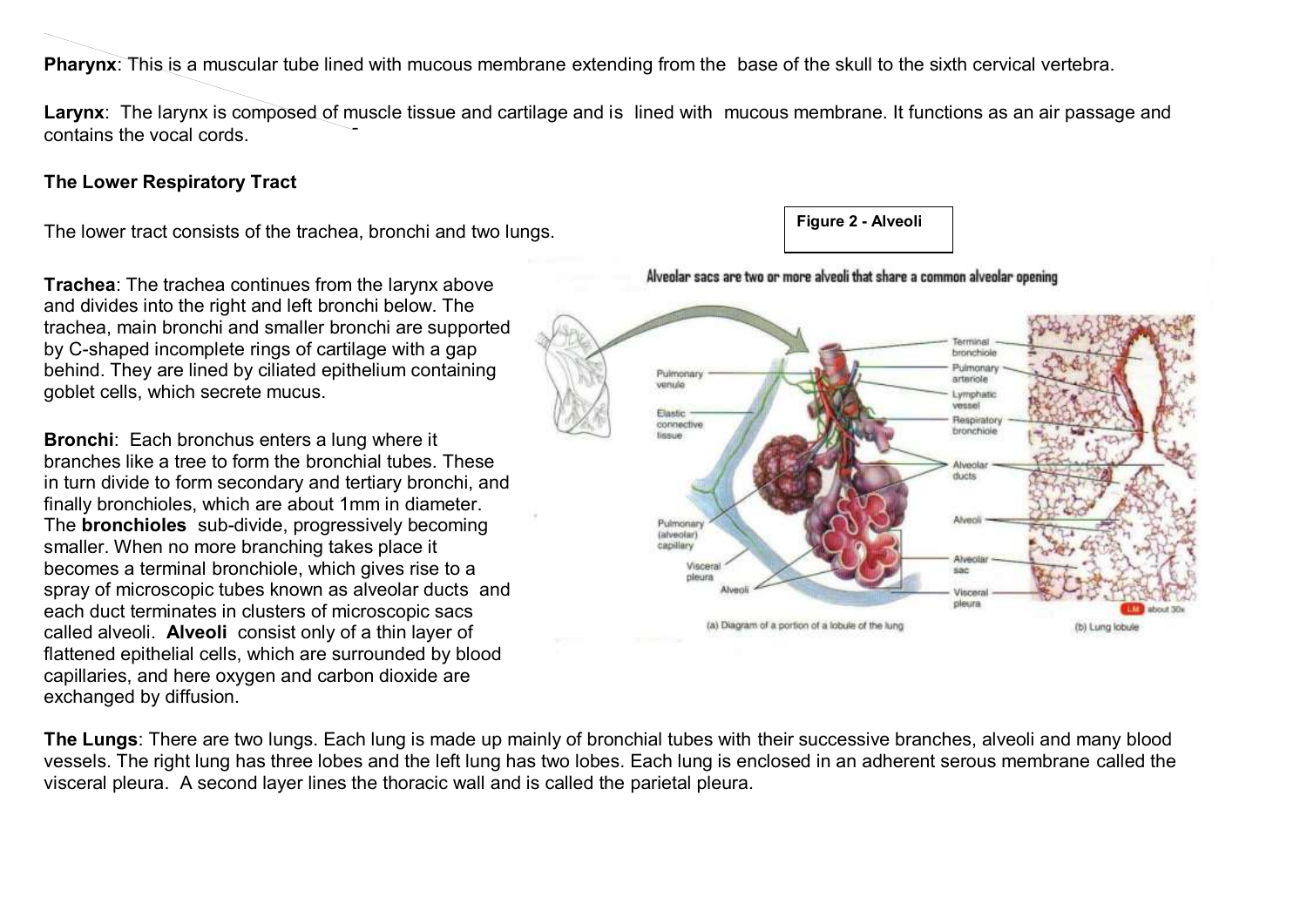**Pharynx**: This is a muscular tube lined with mucous membrane extending from the base of the skull to the sixth cervical vertebra.

**Larynx**: The larynx is composed of muscle tissue and cartilage and is lined with mucous membrane. It functions as an air passage and contains the vocal cords.

**The Lower Respiratory Tract**

The lower tract consists of the trachea, bronchi and two lungs.

**Figure 2 - Alveoli**

**Trachea**: The trachea continues from the larynx above and divides into the right and left bronchi below. The trachea, main bronchi and smaller bronchi are supported by C-shaped incomplete rings of cartilage with a gap behind. They are lined by ciliated epithelium containing goblet cells, which secrete mucus.

**Bronchi**: Each bronchus enters a lung where it branches like a tree to form the bronchial tubes. These in turn divide to form secondary and tertiary bronchi, and finally bronchioles, which are about 1mm in diameter. The **bronchioles** sub-divide, progressively becoming smaller. When no more branching takes place it becomes a terminal bronchiole, which gives rise to a spray of microscopic tubes known as alveolar ducts and each duct terminates in clusters of microscopic sacs called alveoli. **Alveoli** consist only of a thin layer of flattened epithelial cells, which are surrounded by blood capillaries, and here oxygen and carbon dioxide are exchanged by diffusion.

**The Lungs**: There are two lungs. Each lung is made up mainly of bronchial tubes with their successive branches, alveoli and many blood vessels. The right lung has three lobes and the left lung has two lobes. Each lung is enclosed in an adherent serous membrane called the visceral pleura. A second layer lines the thoracic wall and is called the parietal pleura.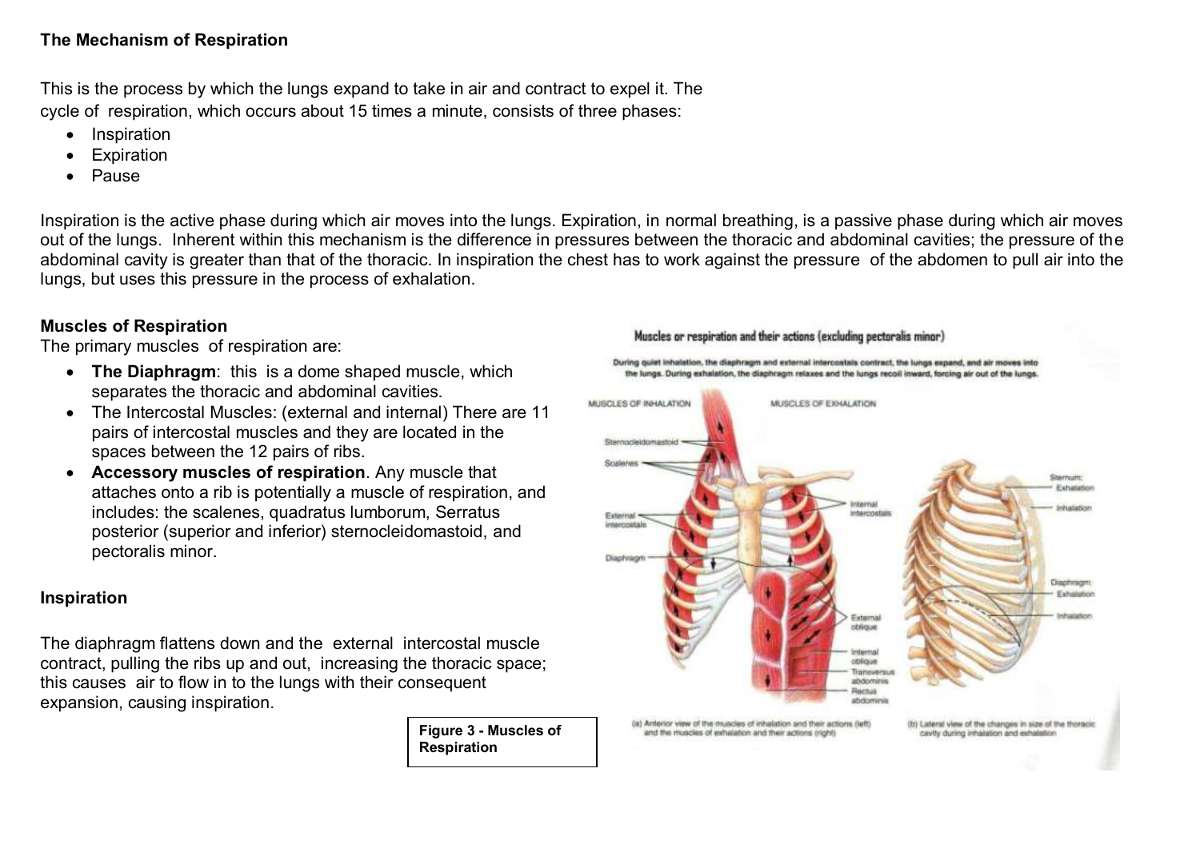**The Mechanism of Respiration**

This is the process by which the lungs expand to take in air and contract to expel it. The cycle of respiration, which occurs about 15 times a minute, consists of three phases:

- Inspiration
- Expiration
- Pause

Inspiration is the active phase during which air moves into the lungs. Expiration, in normal breathing, is a passive phase during which air moves out of the lungs. Inherent within this mechanism is the difference in pressures between the thoracic and abdominal cavities; the pressure of the abdominal cavity is greater than that of the thoracic. In inspiration the chest has to work against the pressure of the abdomen to pull air into the lungs, but uses this pressure in the process of exhalation.

**Muscles of Respiration**

The primary muscles of respiration are:

- **The Diaphragm**: this is a dome shaped muscle, which separates the thoracic and abdominal cavities.
- The Intercostal Muscles: (external and internal) There are 11 pairs of intercostal muscles and they are located in the spaces between the 12 pairs of ribs.
- **Accessory muscles of respiration**. Any muscle that attaches onto a rib is potentially a muscle of respiration, and includes: the scalenes, quadratus lumborum, Serratus posterior (superior and inferior) sternocleidomastoid, and pectoralis minor.

**Inspiration**

The diaphragm flattens down and the external intercostal muscle contract, pulling the ribs up and out, increasing the thoracic space; this causes air to flow in to the lungs with their consequent expansion, causing inspiration.

**Figure 3 - Muscles of Respiration**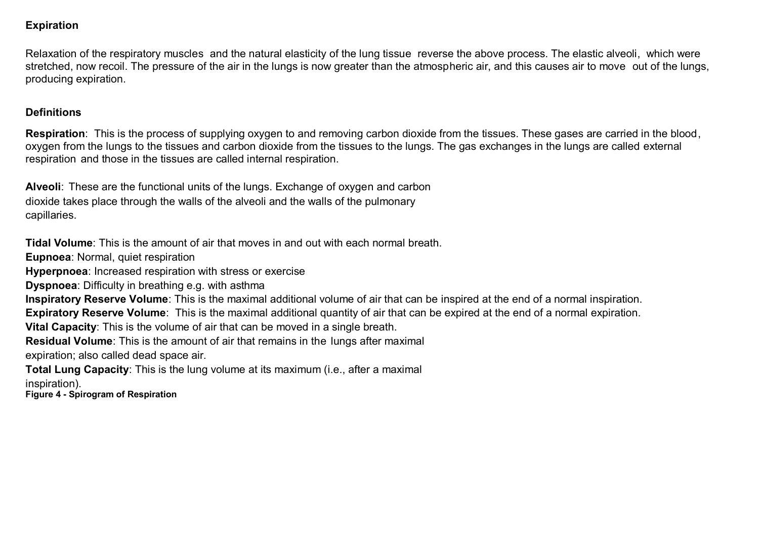## Expiration

Relaxation of the respiratory muscles and the natural elasticity of the lung tissue reverse the above process. The elastic alveoli, which were stretched, now recoil. The pressure of the air in the lungs is now greater than the atmospheric air, and this causes air to move out of the lungs, producing expiration.

## Definitions

**Respiration**: This is the process of supplying oxygen to and removing carbon dioxide from the tissues. These gases are carried in the blood, oxygen from the lungs to the tissues and carbon dioxide from the tissues to the lungs. The gas exchanges in the lungs are called external respiration and those in the tissues are called internal respiration.

**Alveoli**: These are the functional units of the lungs. Exchange of oxygen and carbon dioxide takes place through the walls of the alveoli and the walls of the pulmonary capillaries.

**Tidal Volume**: This is the amount of air that moves in and out with each normal breath.
**Eupnoea**: Normal, quiet respiration
**Hyperpnoea**: Increased respiration with stress or exercise
**Dyspnoea**: Difficulty in breathing e.g. with asthma
**Inspiratory Reserve Volume**: This is the maximal additional volume of air that can be inspired at the end of a normal inspiration.
**Expiratory Reserve Volume**: This is the maximal additional quantity of air that can be expired at the end of a normal expiration.
**Vital Capacity**: This is the volume of air that can be moved in a single breath.
**Residual Volume**: This is the amount of air that remains in the lungs after maximal expiration; also called dead space air.
**Total Lung Capacity**: This is the lung volume at its maximum (i.e., after a maximal inspiration).

**Figure 4 - Spirogram of Respiration**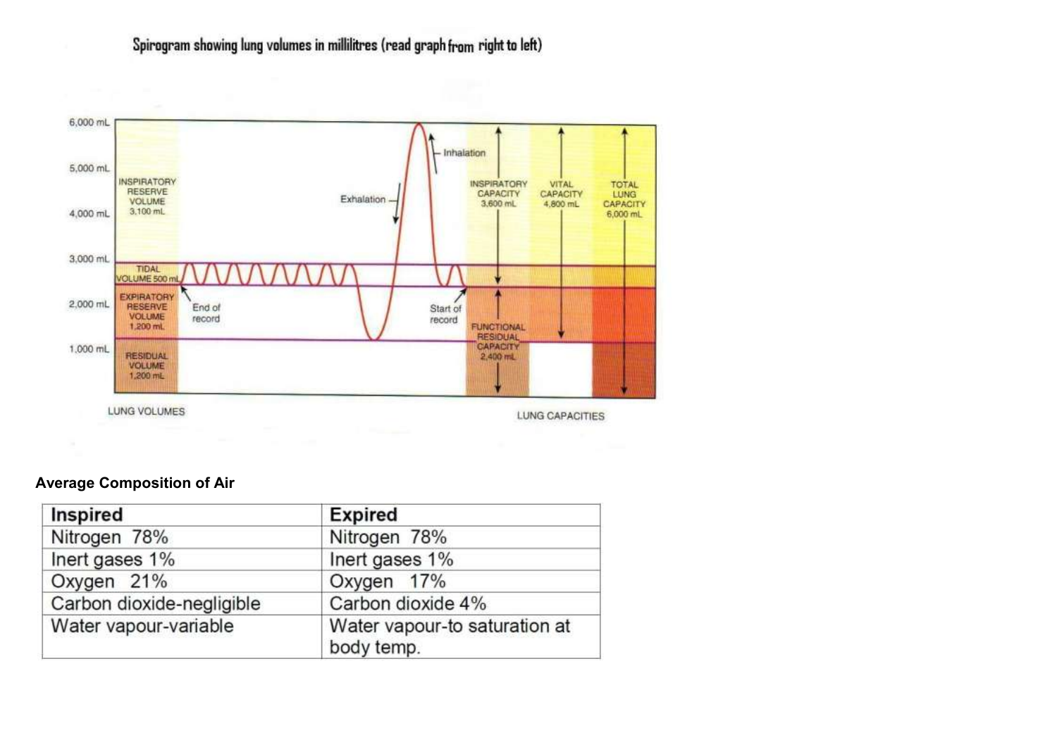Spirogram showing lung volumes in millilitres (read graph from right to left)

**Average Composition of Air**

| Inspired | Expired |
|---|---|
| Nitrogen 78% | Nitrogen 78% |
| Inert gases 1% | Inert gases 1% |
| Oxygen 21% | Oxygen 17% |
| Carbon dioxide-negligible | Carbon dioxide 4% |
| Water vapour-variable | Water vapour-to saturation at body temp. |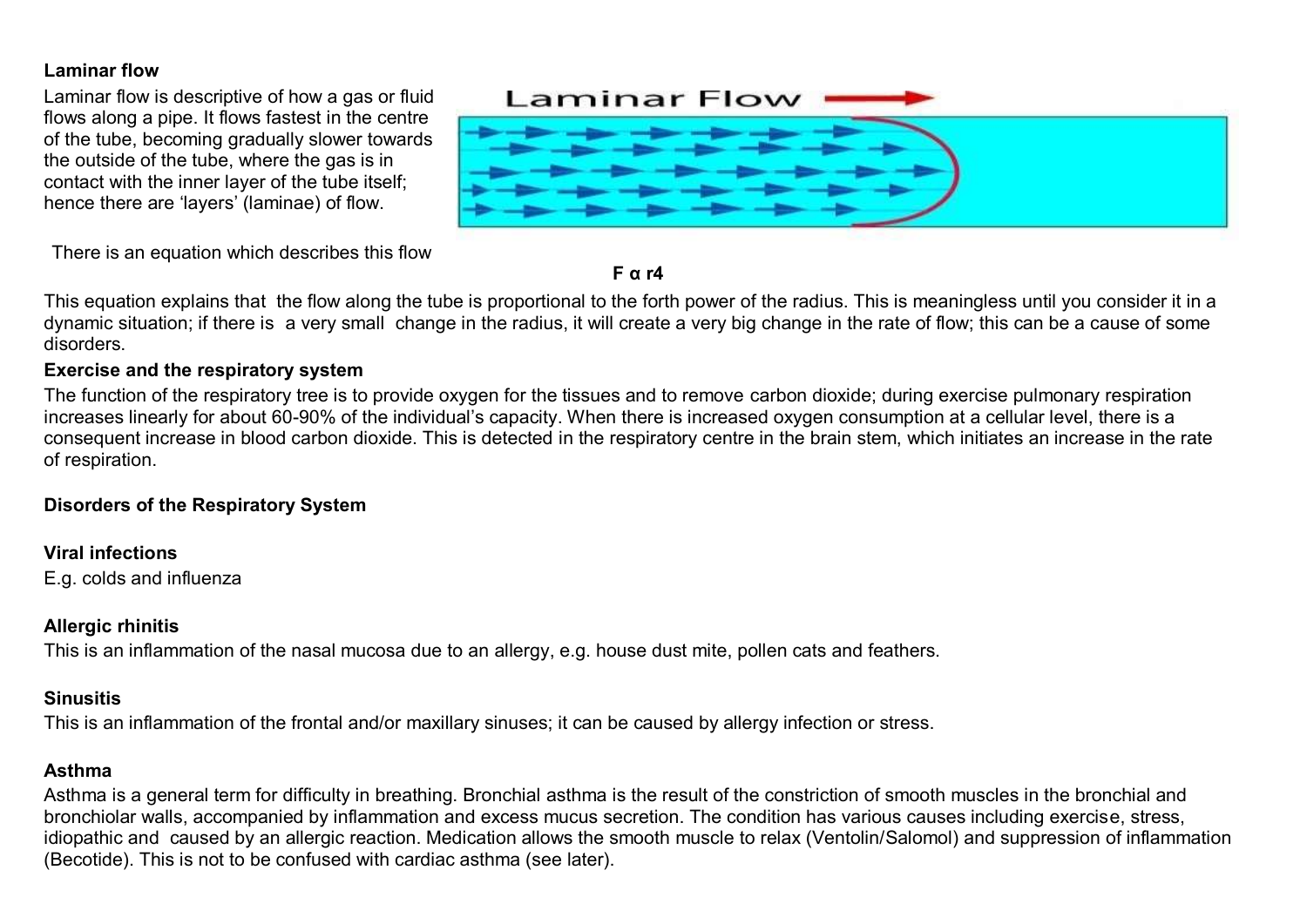**Laminar flow**

Laminar flow is descriptive of how a gas or fluid flows along a pipe. It flows fastest in the centre of the tube, becoming gradually slower towards the outside of the tube, where the gas is in contact with the inner layer of the tube itself; hence there are 'layers' (laminae) of flow.

There is an equation which describes this flow

$$F \propto r^4$$

This equation explains that the flow along the tube is proportional to the forth power of the radius. This is meaningless until you consider it in a dynamic situation; if there is a very small change in the radius, it will create a very big change in the rate of flow; this can be a cause of some disorders.

**Exercise and the respiratory system**

The function of the respiratory tree is to provide oxygen for the tissues and to remove carbon dioxide; during exercise pulmonary respiration increases linearly for about 60-90% of the individual's capacity. When there is increased oxygen consumption at a cellular level, there is a consequent increase in blood carbon dioxide. This is detected in the respiratory centre in the brain stem, which initiates an increase in the rate of respiration.

**Disorders of the Respiratory System**

**Viral infections**

E.g. colds and influenza

**Allergic rhinitis**

This is an inflammation of the nasal mucosa due to an allergy, e.g. house dust mite, pollen cats and feathers.

**Sinusitis**

This is an inflammation of the frontal and/or maxillary sinuses; it can be caused by allergy infection or stress.

**Asthma**

Asthma is a general term for difficulty in breathing. Bronchial asthma is the result of the constriction of smooth muscles in the bronchial and bronchiolar walls, accompanied by inflammation and excess mucus secretion. The condition has various causes including exercise, stress, idiopathic and caused by an allergic reaction. Medication allows the smooth muscle to relax (Ventolin/Salomol) and suppression of inflammation (Becotide). This is not to be confused with cardiac asthma (see later).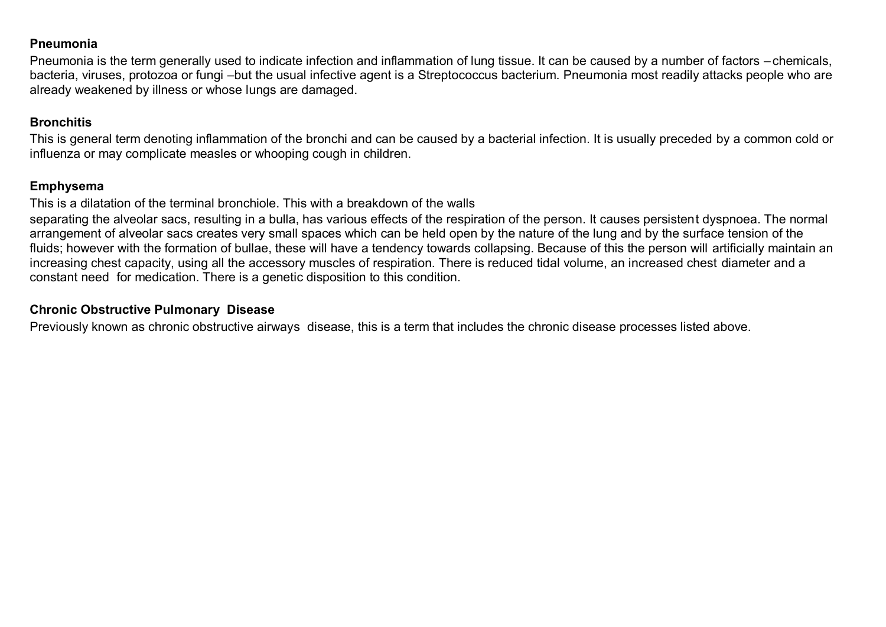**Pneumonia**

Pneumonia is the term generally used to indicate infection and inflammation of lung tissue. It can be caused by a number of factors – chemicals, bacteria, viruses, protozoa or fungi –but the usual infective agent is a Streptococcus bacterium. Pneumonia most readily attacks people who are already weakened by illness or whose lungs are damaged.

**Bronchitis**

This is general term denoting inflammation of the bronchi and can be caused by a bacterial infection. It is usually preceded by a common cold or influenza or may complicate measles or whooping cough in children.

**Emphysema**

This is a dilatation of the terminal bronchiole. This with a breakdown of the walls separating the alveolar sacs, resulting in a bulla, has various effects of the respiration of the person. It causes persistent dyspnoea. The normal arrangement of alveolar sacs creates very small spaces which can be held open by the nature of the lung and by the surface tension of the fluids; however with the formation of bullae, these will have a tendency towards collapsing. Because of this the person will artificially maintain an increasing chest capacity, using all the accessory muscles of respiration. There is reduced tidal volume, an increased chest diameter and a constant need for medication. There is a genetic disposition to this condition.

**Chronic Obstructive Pulmonary Disease**

Previously known as chronic obstructive airways disease, this is a term that includes the chronic disease processes listed above.